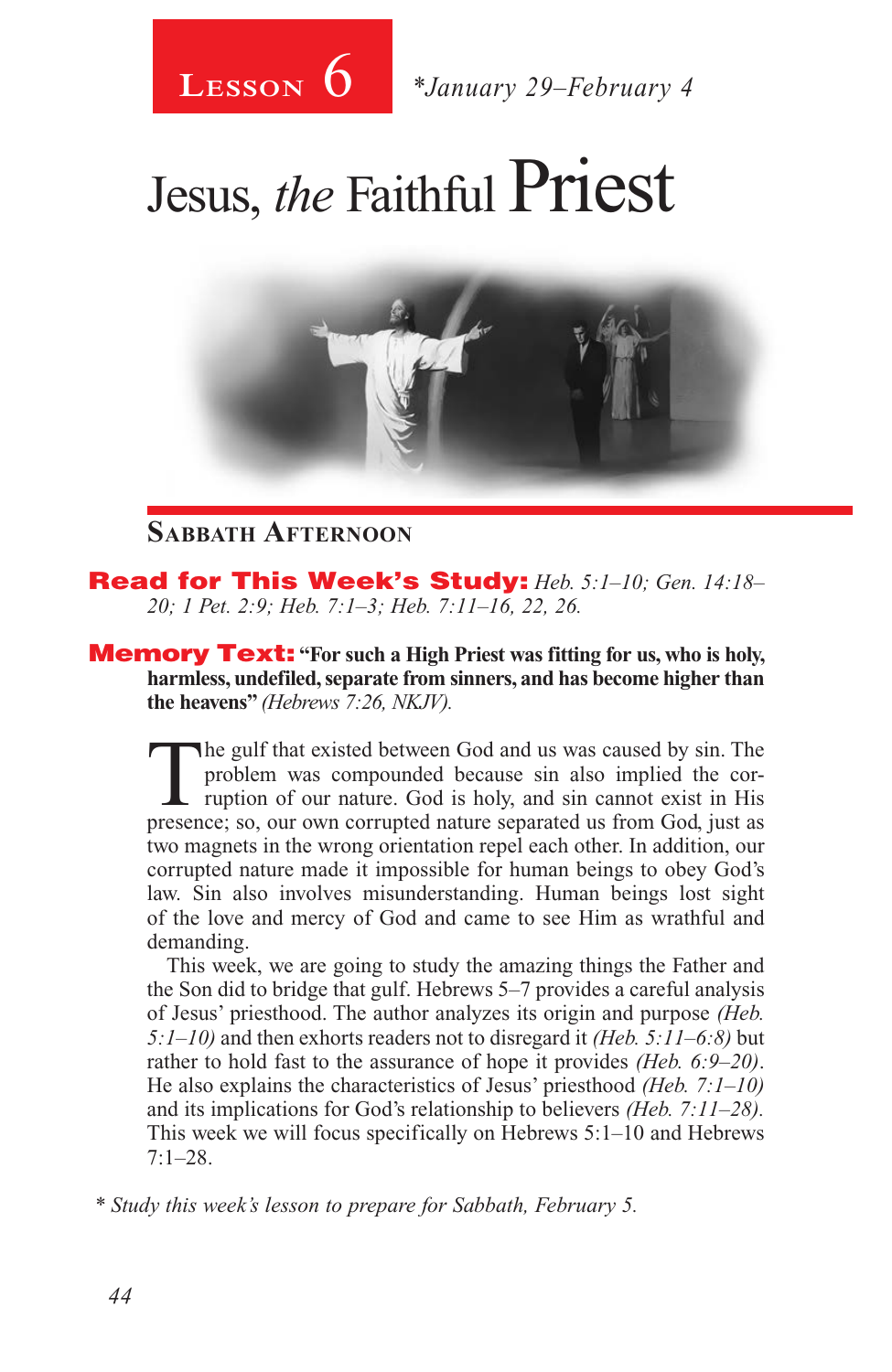# Lesson 6 *January 29–February 4

# Jesus, *the* Faithful Priest

## Sabbath Afternoon

**Read for This Week's Study:** *Heb. 5:1–10; Gen. 14:18–20; 1 Pet. 2:9; Heb. 7:1–3; Heb. 7:11–16, 22, 26.*

**Memory Text:** **"For such a High Priest was fitting for us, who is holy, harmless, undefiled, separate from sinners, and has become higher than the heavens"** *(Hebrews 7:26, NKJV).*

The gulf that existed between God and us was caused by sin. The problem was compounded because sin also implied the corruption of our nature. God is holy, and sin cannot exist in His presence; so, our own corrupted nature separated us from God, just as two magnets in the wrong orientation repel each other. In addition, our corrupted nature made it impossible for human beings to obey God's law. Sin also involves misunderstanding. Human beings lost sight of the love and mercy of God and came to see Him as wrathful and demanding.

This week, we are going to study the amazing things the Father and the Son did to bridge that gulf. Hebrews 5–7 provides a careful analysis of Jesus' priesthood. The author analyzes its origin and purpose *(Heb. 5:1–10)* and then exhorts readers not to disregard it *(Heb. 5:11–6:8)* but rather to hold fast to the assurance of hope it provides *(Heb. 6:9–20)*. He also explains the characteristics of Jesus' priesthood *(Heb. 7:1–10)* and its implications for God's relationship to believers *(Heb. 7:11–28)*. This week we will focus specifically on Hebrews 5:1–10 and Hebrews 7:1–28.

*\* Study this week's lesson to prepare for Sabbath, February 5.*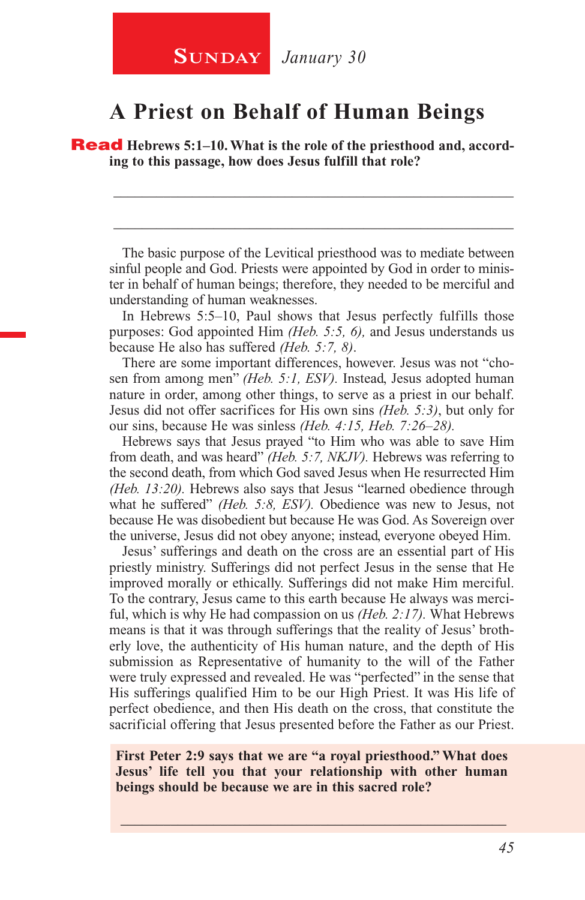**Sunday** *January 30*

# A Priest on Behalf of Human Beings

**Read Hebrews 5:1–10. What is the role of the priesthood and, according to this passage, how does Jesus fulfill that role?**

_______________________________________________________________

_______________________________________________________________

The basic purpose of the Levitical priesthood was to mediate between sinful people and God. Priests were appointed by God in order to minister in behalf of human beings; therefore, they needed to be merciful and understanding of human weaknesses.

In Hebrews 5:5–10, Paul shows that Jesus perfectly fulfills those purposes: God appointed Him *(Heb. 5:5, 6),* and Jesus understands us because He also has suffered *(Heb. 5:7, 8)*.

There are some important differences, however. Jesus was not "chosen from among men" *(Heb. 5:1, ESV).* Instead, Jesus adopted human nature in order, among other things, to serve as a priest in our behalf. Jesus did not offer sacrifices for His own sins *(Heb. 5:3)*, but only for our sins, because He was sinless *(Heb. 4:15, Heb. 7:26–28).*

Hebrews says that Jesus prayed "to Him who was able to save Him from death, and was heard" *(Heb. 5:7, NKJV).* Hebrews was referring to the second death, from which God saved Jesus when He resurrected Him *(Heb. 13:20).* Hebrews also says that Jesus "learned obedience through what he suffered" *(Heb. 5:8, ESV).* Obedience was new to Jesus, not because He was disobedient but because He was God. As Sovereign over the universe, Jesus did not obey anyone; instead, everyone obeyed Him.

Jesus' sufferings and death on the cross are an essential part of His priestly ministry. Sufferings did not perfect Jesus in the sense that He improved morally or ethically. Sufferings did not make Him merciful. To the contrary, Jesus came to this earth because He always was merciful, which is why He had compassion on us *(Heb. 2:17).* What Hebrews means is that it was through sufferings that the reality of Jesus' brotherly love, the authenticity of His human nature, and the depth of His submission as Representative of humanity to the will of the Father were truly expressed and revealed. He was "perfected" in the sense that His sufferings qualified Him to be our High Priest. It was His life of perfect obedience, and then His death on the cross, that constitute the sacrificial offering that Jesus presented before the Father as our Priest.

**First Peter 2:9 says that we are "a royal priesthood." What does Jesus' life tell you that your relationship with other human beings should be because we are in this sacred role?**

_______________________________________________________________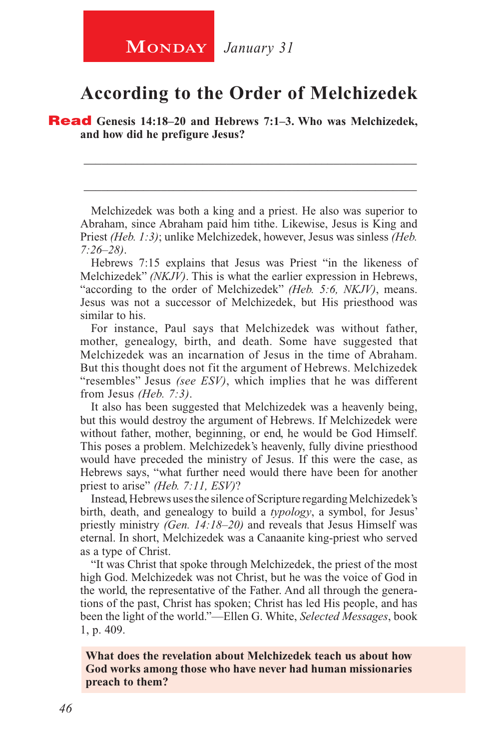**Monday** *January 31*

# According to the Order of Melchizedek

**Read Genesis 14:18–20 and Hebrews 7:1–3. Who was Melchizedek, and how did he prefigure Jesus?**

_______________________________________________________________

_______________________________________________________________

Melchizedek was both a king and a priest. He also was superior to Abraham, since Abraham paid him tithe. Likewise, Jesus is King and Priest *(Heb. 1:3)*; unlike Melchizedek, however, Jesus was sinless *(Heb. 7:26–28)*.

Hebrews 7:15 explains that Jesus was Priest "in the likeness of Melchizedek" *(NKJV)*. This is what the earlier expression in Hebrews, "according to the order of Melchizedek" *(Heb. 5:6, NKJV)*, means. Jesus was not a successor of Melchizedek, but His priesthood was similar to his.

For instance, Paul says that Melchizedek was without father, mother, genealogy, birth, and death. Some have suggested that Melchizedek was an incarnation of Jesus in the time of Abraham. But this thought does not fit the argument of Hebrews. Melchizedek "resembles" Jesus *(see ESV)*, which implies that he was different from Jesus *(Heb. 7:3)*.

It also has been suggested that Melchizedek was a heavenly being, but this would destroy the argument of Hebrews. If Melchizedek were without father, mother, beginning, or end, he would be God Himself. This poses a problem. Melchizedek's heavenly, fully divine priesthood would have preceded the ministry of Jesus. If this were the case, as Hebrews says, "what further need would there have been for another priest to arise" *(Heb. 7:11, ESV)*?

Instead, Hebrews uses the silence of Scripture regarding Melchizedek's birth, death, and genealogy to build a *typology*, a symbol, for Jesus' priestly ministry *(Gen. 14:18–20)* and reveals that Jesus Himself was eternal. In short, Melchizedek was a Canaanite king-priest who served as a type of Christ.

"It was Christ that spoke through Melchizedek, the priest of the most high God. Melchizedek was not Christ, but he was the voice of God in the world, the representative of the Father. And all through the generations of the past, Christ has spoken; Christ has led His people, and has been the light of the world."—Ellen G. White, *Selected Messages*, book 1, p. 409.

**What does the revelation about Melchizedek teach us about how God works among those who have never had human missionaries preach to them?**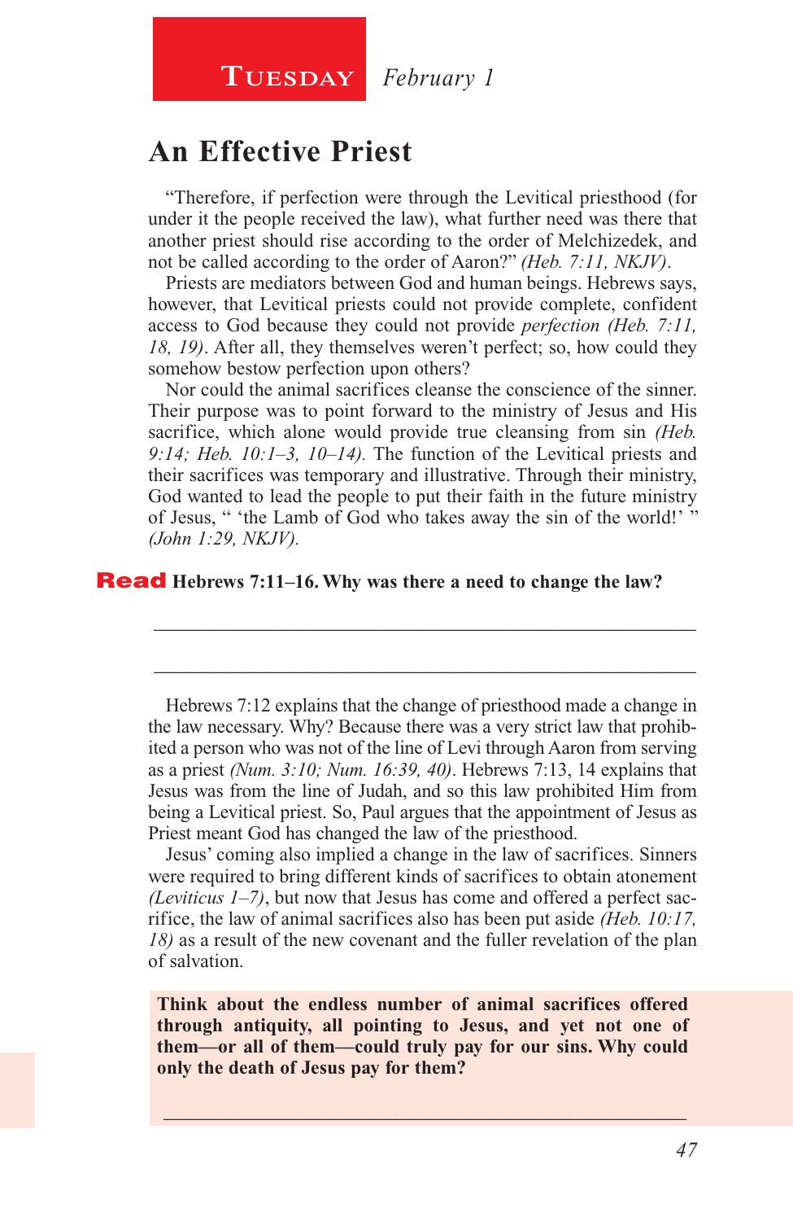**Tuesday** *February 1*

# An Effective Priest

"Therefore, if perfection were through the Levitical priesthood (for under it the people received the law), what further need was there that another priest should rise according to the order of Melchizedek, and not be called according to the order of Aaron?" *(Heb. 7:11, NKJV)*.

Priests are mediators between God and human beings. Hebrews says, however, that Levitical priests could not provide complete, confident access to God because they could not provide *perfection (Heb. 7:11, 18, 19)*. After all, they themselves weren't perfect; so, how could they somehow bestow perfection upon others?

Nor could the animal sacrifices cleanse the conscience of the sinner. Their purpose was to point forward to the ministry of Jesus and His sacrifice, which alone would provide true cleansing from sin *(Heb. 9:14; Heb. 10:1–3, 10–14).* The function of the Levitical priests and their sacrifices was temporary and illustrative. Through their ministry, God wanted to lead the people to put their faith in the future ministry of Jesus, " 'the Lamb of God who takes away the sin of the world!' " *(John 1:29, NKJV).*

**Read Hebrews 7:11–16. Why was there a need to change the law?**

_______________________________________________________________

_______________________________________________________________

Hebrews 7:12 explains that the change of priesthood made a change in the law necessary. Why? Because there was a very strict law that prohibited a person who was not of the line of Levi through Aaron from serving as a priest *(Num. 3:10; Num. 16:39, 40)*. Hebrews 7:13, 14 explains that Jesus was from the line of Judah, and so this law prohibited Him from being a Levitical priest. So, Paul argues that the appointment of Jesus as Priest meant God has changed the law of the priesthood.

Jesus' coming also implied a change in the law of sacrifices. Sinners were required to bring different kinds of sacrifices to obtain atonement *(Leviticus 1–7)*, but now that Jesus has come and offered a perfect sacrifice, the law of animal sacrifices also has been put aside *(Heb. 10:17, 18)* as a result of the new covenant and the fuller revelation of the plan of salvation.

**Think about the endless number of animal sacrifices offered through antiquity, all pointing to Jesus, and yet not one of them—or all of them—could truly pay for our sins. Why could only the death of Jesus pay for them?**

_______________________________________________________________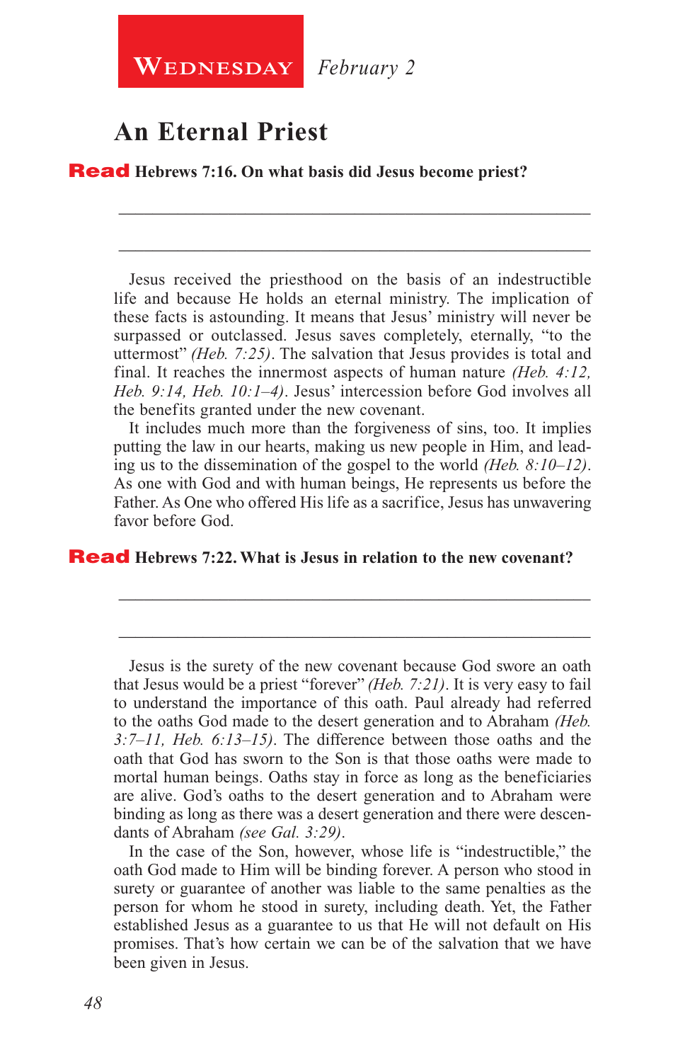**Wednesday** *February 2*

## An Eternal Priest

**Read Hebrews 7:16. On what basis did Jesus become priest?**

\_\_\_\_\_\_\_\_\_\_\_\_\_\_\_\_\_\_\_\_\_\_\_\_\_\_\_\_\_\_\_\_\_\_\_\_\_\_\_\_\_\_\_\_\_\_\_\_\_\_\_\_\_\_

\_\_\_\_\_\_\_\_\_\_\_\_\_\_\_\_\_\_\_\_\_\_\_\_\_\_\_\_\_\_\_\_\_\_\_\_\_\_\_\_\_\_\_\_\_\_\_\_\_\_\_\_\_\_

Jesus received the priesthood on the basis of an indestructible life and because He holds an eternal ministry. The implication of these facts is astounding. It means that Jesus' ministry will never be surpassed or outclassed. Jesus saves completely, eternally, "to the uttermost" *(Heb. 7:25)*. The salvation that Jesus provides is total and final. It reaches the innermost aspects of human nature *(Heb. 4:12, Heb. 9:14, Heb. 10:1–4)*. Jesus' intercession before God involves all the benefits granted under the new covenant.

It includes much more than the forgiveness of sins, too. It implies putting the law in our hearts, making us new people in Him, and leading us to the dissemination of the gospel to the world *(Heb. 8:10–12)*. As one with God and with human beings, He represents us before the Father. As One who offered His life as a sacrifice, Jesus has unwavering favor before God.

**Read Hebrews 7:22. What is Jesus in relation to the new covenant?**

\_\_\_\_\_\_\_\_\_\_\_\_\_\_\_\_\_\_\_\_\_\_\_\_\_\_\_\_\_\_\_\_\_\_\_\_\_\_\_\_\_\_\_\_\_\_\_\_\_\_\_\_\_\_

\_\_\_\_\_\_\_\_\_\_\_\_\_\_\_\_\_\_\_\_\_\_\_\_\_\_\_\_\_\_\_\_\_\_\_\_\_\_\_\_\_\_\_\_\_\_\_\_\_\_\_\_\_\_

Jesus is the surety of the new covenant because God swore an oath that Jesus would be a priest "forever" *(Heb. 7:21)*. It is very easy to fail to understand the importance of this oath. Paul already had referred to the oaths God made to the desert generation and to Abraham *(Heb. 3:7–11, Heb. 6:13–15)*. The difference between those oaths and the oath that God has sworn to the Son is that those oaths were made to mortal human beings. Oaths stay in force as long as the beneficiaries are alive. God's oaths to the desert generation and to Abraham were binding as long as there was a desert generation and there were descendants of Abraham *(see Gal. 3:29)*.

In the case of the Son, however, whose life is "indestructible," the oath God made to Him will be binding forever. A person who stood in surety or guarantee of another was liable to the same penalties as the person for whom he stood in surety, including death. Yet, the Father established Jesus as a guarantee to us that He will not default on His promises. That's how certain we can be of the salvation that we have been given in Jesus.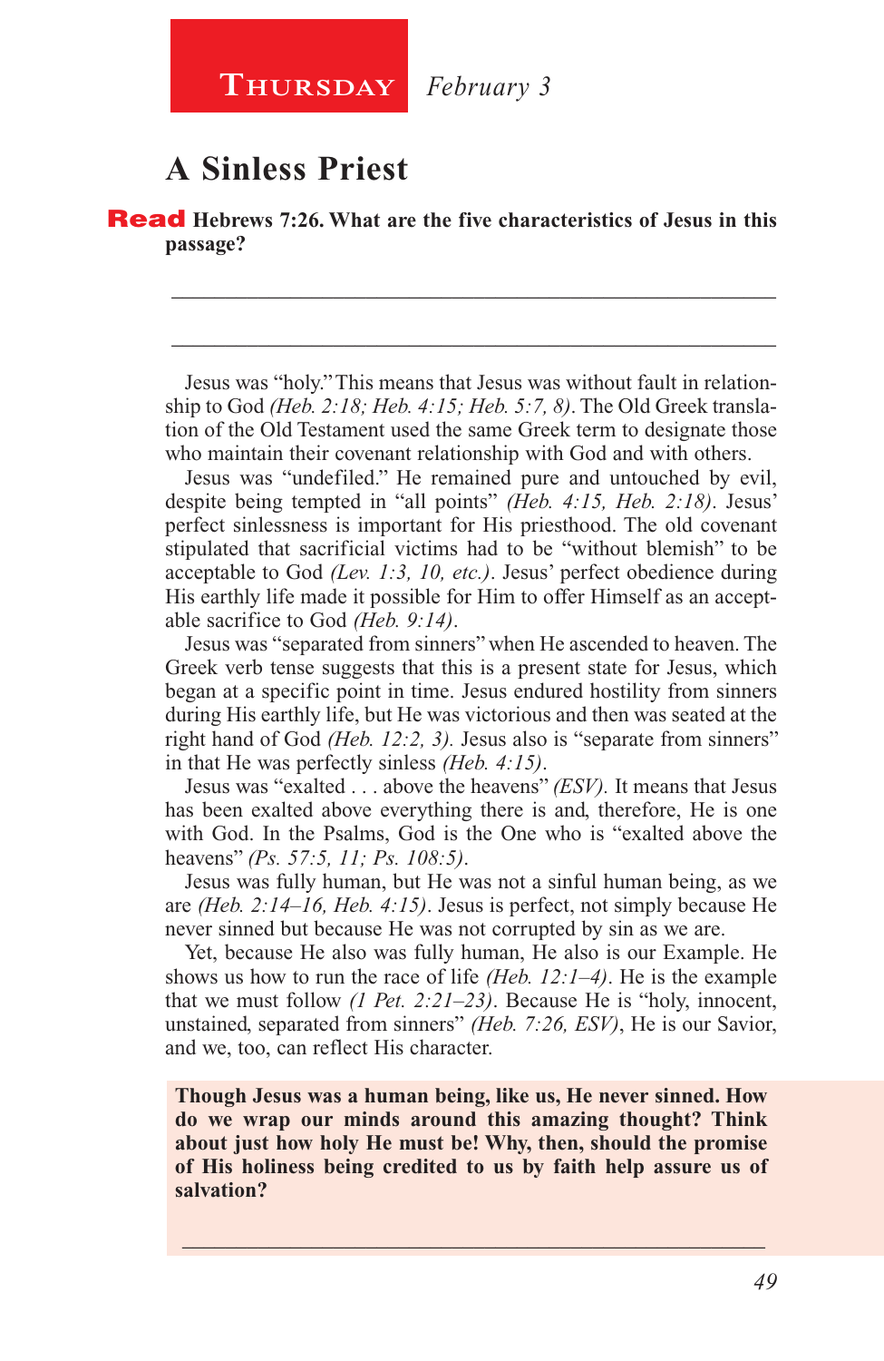**Thursday** *February 3*

# A Sinless Priest

**Read** **Hebrews 7:26. What are the five characteristics of Jesus in this passage?**

_______________________________________________________________

_______________________________________________________________

Jesus was "holy." This means that Jesus was without fault in relationship to God *(Heb. 2:18; Heb. 4:15; Heb. 5:7, 8)*. The Old Greek translation of the Old Testament used the same Greek term to designate those who maintain their covenant relationship with God and with others.

Jesus was "undefiled." He remained pure and untouched by evil, despite being tempted in "all points" *(Heb. 4:15, Heb. 2:18)*. Jesus' perfect sinlessness is important for His priesthood. The old covenant stipulated that sacrificial victims had to be "without blemish" to be acceptable to God *(Lev. 1:3, 10, etc.)*. Jesus' perfect obedience during His earthly life made it possible for Him to offer Himself as an acceptable sacrifice to God *(Heb. 9:14)*.

Jesus was "separated from sinners" when He ascended to heaven. The Greek verb tense suggests that this is a present state for Jesus, which began at a specific point in time. Jesus endured hostility from sinners during His earthly life, but He was victorious and then was seated at the right hand of God *(Heb. 12:2, 3).* Jesus also is "separate from sinners" in that He was perfectly sinless *(Heb. 4:15)*.

Jesus was "exalted . . . above the heavens" *(ESV).* It means that Jesus has been exalted above everything there is and, therefore, He is one with God. In the Psalms, God is the One who is "exalted above the heavens" *(Ps. 57:5, 11; Ps. 108:5)*.

Jesus was fully human, but He was not a sinful human being, as we are *(Heb. 2:14–16, Heb. 4:15)*. Jesus is perfect, not simply because He never sinned but because He was not corrupted by sin as we are.

Yet, because He also was fully human, He also is our Example. He shows us how to run the race of life *(Heb. 12:1–4)*. He is the example that we must follow *(1 Pet. 2:21–23)*. Because He is "holy, innocent, unstained, separated from sinners" *(Heb. 7:26, ESV)*, He is our Savior, and we, too, can reflect His character.

**Though Jesus was a human being, like us, He never sinned. How do we wrap our minds around this amazing thought? Think about just how holy He must be! Why, then, should the promise of His holiness being credited to us by faith help assure us of salvation?**

_______________________________________________________________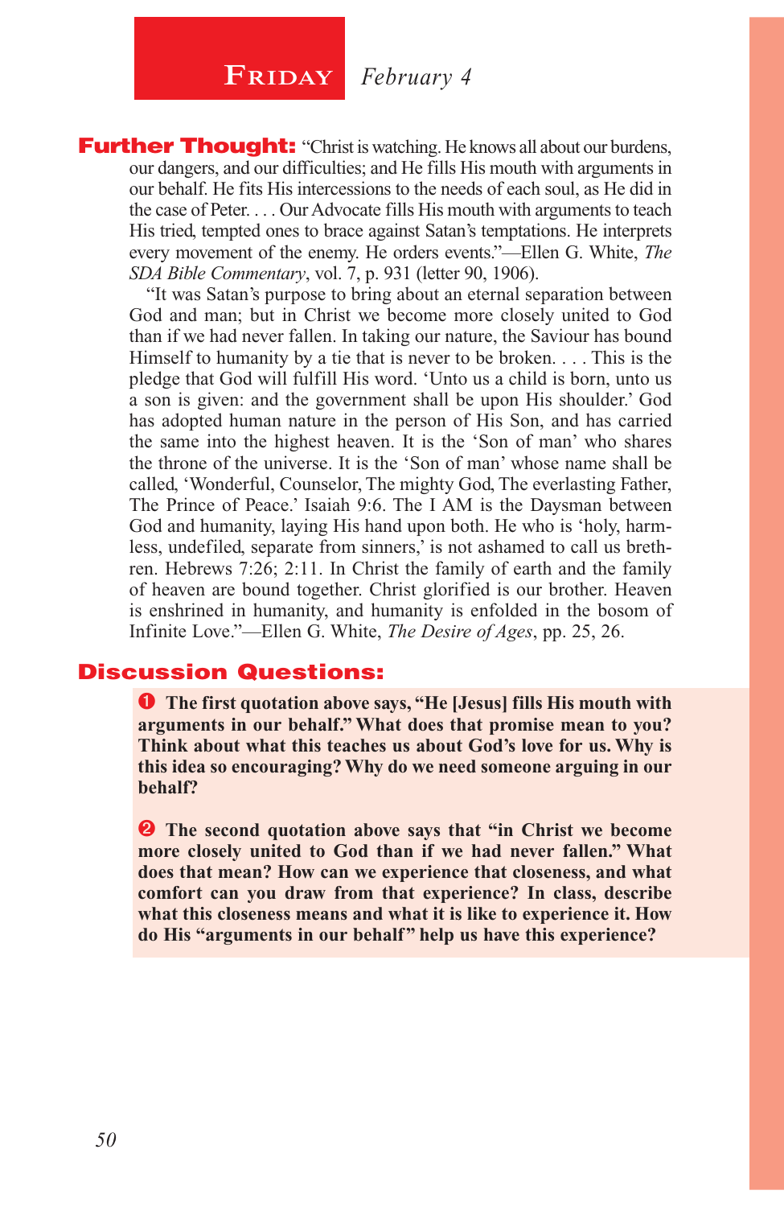# Friday *February 4*

**Further Thought:** "Christ is watching. He knows all about our burdens, our dangers, and our difficulties; and He fills His mouth with arguments in our behalf. He fits His intercessions to the needs of each soul, as He did in the case of Peter. . . . Our Advocate fills His mouth with arguments to teach His tried, tempted ones to brace against Satan's temptations. He interprets every movement of the enemy. He orders events."—Ellen G. White, *The SDA Bible Commentary*, vol. 7, p. 931 (letter 90, 1906).

"It was Satan's purpose to bring about an eternal separation between God and man; but in Christ we become more closely united to God than if we had never fallen. In taking our nature, the Saviour has bound Himself to humanity by a tie that is never to be broken. . . . This is the pledge that God will fulfill His word. 'Unto us a child is born, unto us a son is given: and the government shall be upon His shoulder.' God has adopted human nature in the person of His Son, and has carried the same into the highest heaven. It is the 'Son of man' who shares the throne of the universe. It is the 'Son of man' whose name shall be called, 'Wonderful, Counselor, The mighty God, The everlasting Father, The Prince of Peace.' Isaiah 9:6. The I AM is the Daysman between God and humanity, laying His hand upon both. He who is 'holy, harmless, undefiled, separate from sinners,' is not ashamed to call us brethren. Hebrews 7:26; 2:11. In Christ the family of earth and the family of heaven are bound together. Christ glorified is our brother. Heaven is enshrined in humanity, and humanity is enfolded in the bosom of Infinite Love."—Ellen G. White, *The Desire of Ages*, pp. 25, 26.

## Discussion Questions:

1. **The first quotation above says, "He [Jesus] fills His mouth with arguments in our behalf." What does that promise mean to you? Think about what this teaches us about God's love for us. Why is this idea so encouraging? Why do we need someone arguing in our behalf?**

2. **The second quotation above says that "in Christ we become more closely united to God than if we had never fallen." What does that mean? How can we experience that closeness, and what comfort can you draw from that experience? In class, describe what this closeness means and what it is like to experience it. How do His "arguments in our behalf" help us have this experience?**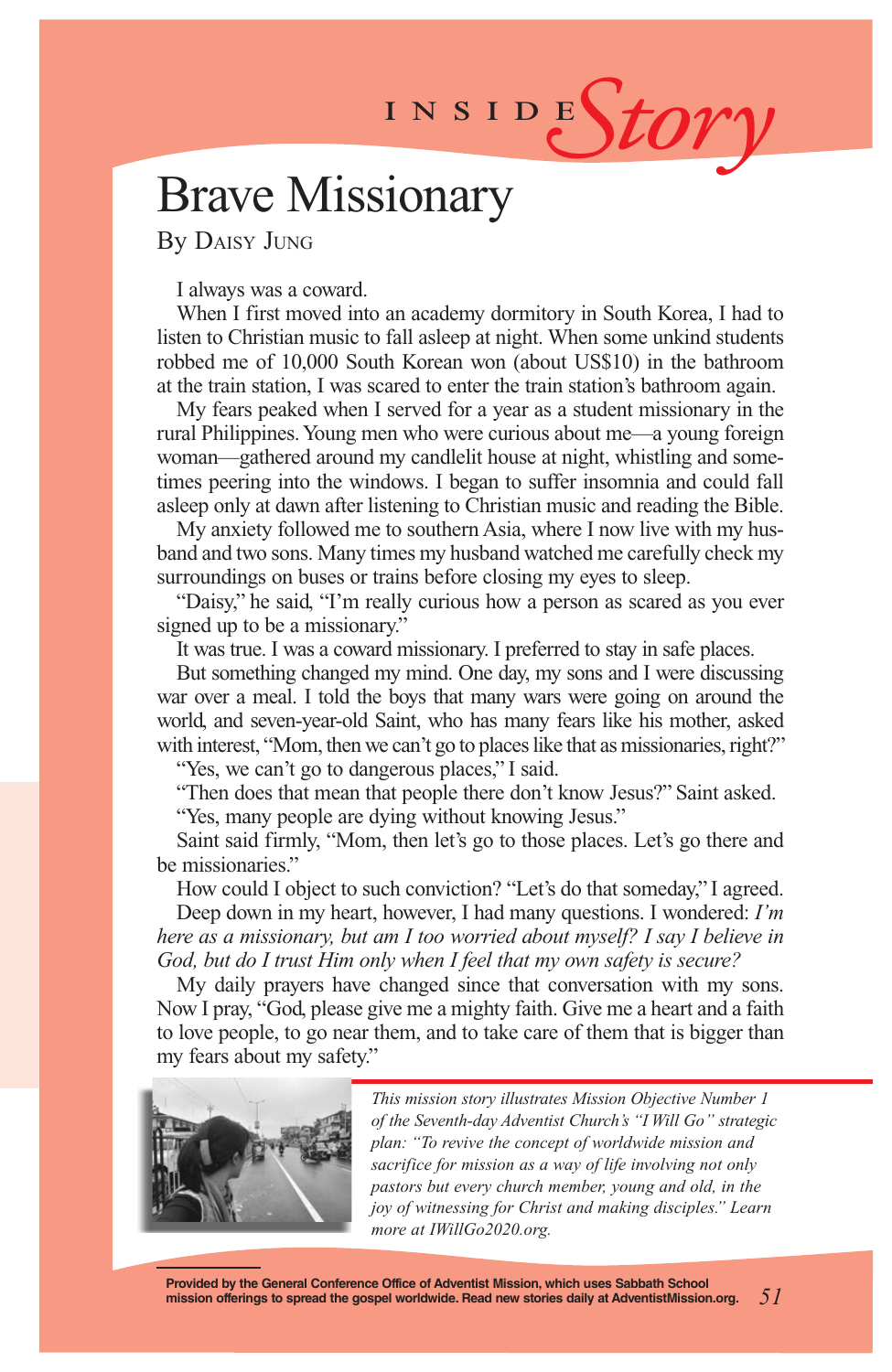INSIDE *Story*

# Brave Missionary

By Daisy Jung

I always was a coward.

When I first moved into an academy dormitory in South Korea, I had to listen to Christian music to fall asleep at night. When some unkind students robbed me of 10,000 South Korean won (about US$10) in the bathroom at the train station, I was scared to enter the train station's bathroom again.

My fears peaked when I served for a year as a student missionary in the rural Philippines. Young men who were curious about me—a young foreign woman—gathered around my candlelit house at night, whistling and sometimes peering into the windows. I began to suffer insomnia and could fall asleep only at dawn after listening to Christian music and reading the Bible.

My anxiety followed me to southern Asia, where I now live with my husband and two sons. Many times my husband watched me carefully check my surroundings on buses or trains before closing my eyes to sleep.

"Daisy," he said, "I'm really curious how a person as scared as you ever signed up to be a missionary."

It was true. I was a coward missionary. I preferred to stay in safe places.

But something changed my mind. One day, my sons and I were discussing war over a meal. I told the boys that many wars were going on around the world, and seven-year-old Saint, who has many fears like his mother, asked with interest, "Mom, then we can't go to places like that as missionaries, right?"

"Yes, we can't go to dangerous places," I said.

"Then does that mean that people there don't know Jesus?" Saint asked.

"Yes, many people are dying without knowing Jesus."

Saint said firmly, "Mom, then let's go to those places. Let's go there and be missionaries."

How could I object to such conviction? "Let's do that someday," I agreed.

Deep down in my heart, however, I had many questions. I wondered: *I'm here as a missionary, but am I too worried about myself? I say I believe in God, but do I trust Him only when I feel that my own safety is secure?*

My daily prayers have changed since that conversation with my sons. Now I pray, "God, please give me a mighty faith. Give me a heart and a faith to love people, to go near them, and to take care of them that is bigger than my fears about my safety."

*This mission story illustrates Mission Objective Number 1 of the Seventh-day Adventist Church's "I Will Go" strategic plan: "To revive the concept of worldwide mission and sacrifice for mission as a way of life involving not only pastors but every church member, young and old, in the joy of witnessing for Christ and making disciples." Learn more at IWillGo2020.org.*

**Provided by the General Conference Office of Adventist Mission, which uses Sabbath School mission offerings to spread the gospel worldwide. Read new stories daily at AdventistMission.org.**